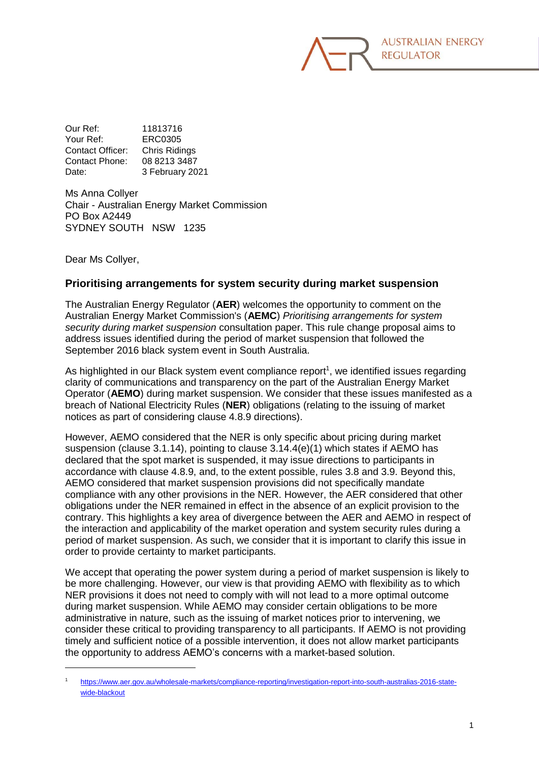AUSTRALIAN ENERGY REGULATOR

Our Ref: 11813716
Your Ref: ERC0305
Contact Officer: Chris Ridings
Contact Phone: 08 8213 3487
Date: 3 February 2021

Ms Anna Collyer
Chair - Australian Energy Market Commission
PO Box A2449
SYDNEY SOUTH NSW 1235

Dear Ms Collyer,

## Prioritising arrangements for system security during market suspension

The Australian Energy Regulator (**AER**) welcomes the opportunity to comment on the Australian Energy Market Commission's (**AEMC**) *Prioritising arrangements for system security during market suspension* consultation paper. This rule change proposal aims to address issues identified during the period of market suspension that followed the September 2016 black system event in South Australia.

As highlighted in our Black system event compliance report[1], we identified issues regarding clarity of communications and transparency on the part of the Australian Energy Market Operator (**AEMO**) during market suspension. We consider that these issues manifested as a breach of National Electricity Rules (**NER**) obligations (relating to the issuing of market notices as part of considering clause 4.8.9 directions).

However, AEMO considered that the NER is only specific about pricing during market suspension (clause 3.1.14), pointing to clause 3.14.4(e)(1) which states if AEMO has declared that the spot market is suspended, it may issue directions to participants in accordance with clause 4.8.9, and, to the extent possible, rules 3.8 and 3.9. Beyond this, AEMO considered that market suspension provisions did not specifically mandate compliance with any other provisions in the NER. However, the AER considered that other obligations under the NER remained in effect in the absence of an explicit provision to the contrary. This highlights a key area of divergence between the AER and AEMO in respect of the interaction and applicability of the market operation and system security rules during a period of market suspension. As such, we consider that it is important to clarify this issue in order to provide certainty to market participants.

We accept that operating the power system during a period of market suspension is likely to be more challenging. However, our view is that providing AEMO with flexibility as to which NER provisions it does not need to comply with will not lead to a more optimal outcome during market suspension. While AEMO may consider certain obligations to be more administrative in nature, such as the issuing of market notices prior to intervening, we consider these critical to providing transparency to all participants. If AEMO is not providing timely and sufficient notice of a possible intervention, it does not allow market participants the opportunity to address AEMO's concerns with a market-based solution.

[1] https://www.aer.gov.au/wholesale-markets/compliance-reporting/investigation-report-into-south-australias-2016-state-wide-blackout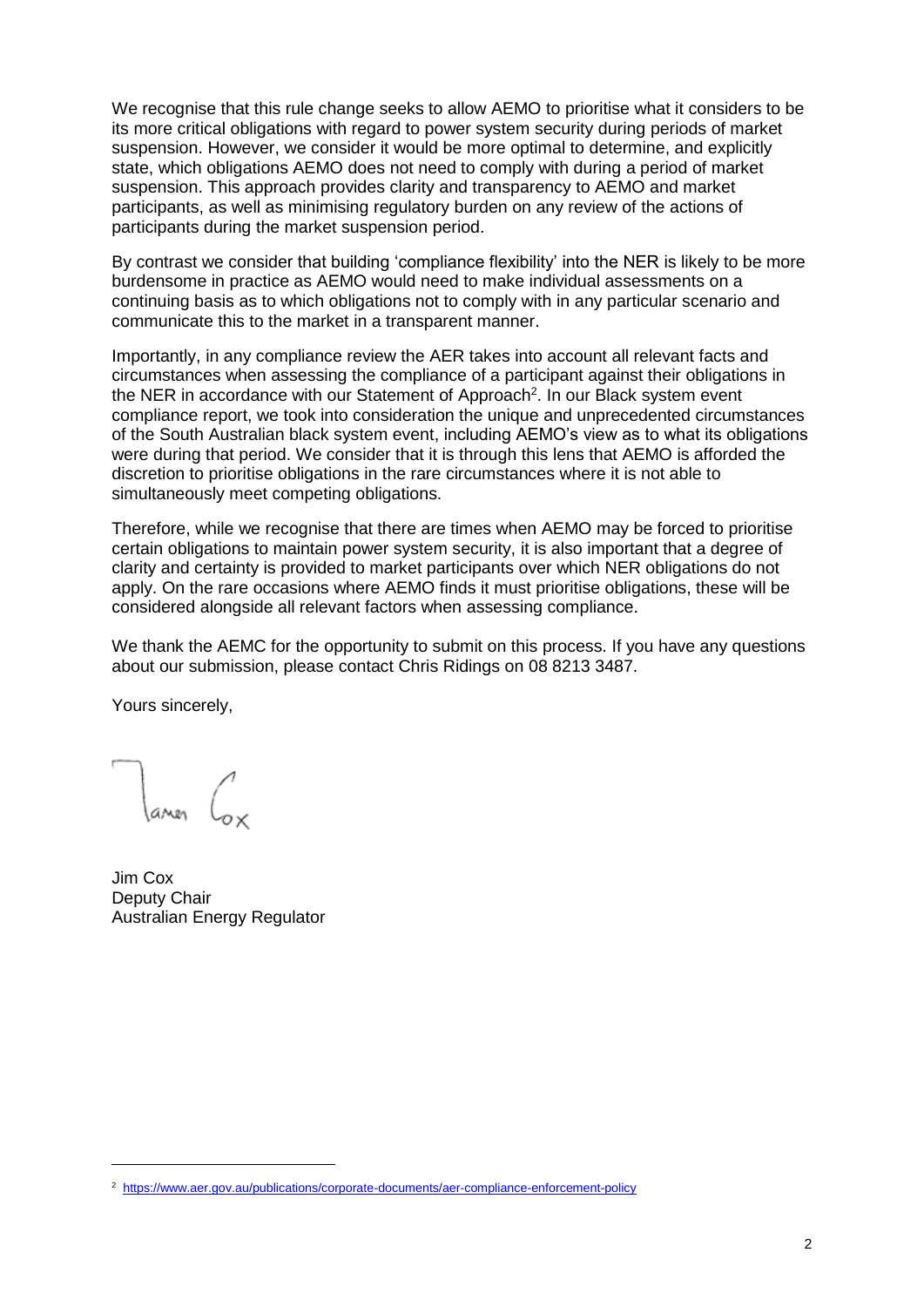We recognise that this rule change seeks to allow AEMO to prioritise what it considers to be its more critical obligations with regard to power system security during periods of market suspension. However, we consider it would be more optimal to determine, and explicitly state, which obligations AEMO does not need to comply with during a period of market suspension. This approach provides clarity and transparency to AEMO and market participants, as well as minimising regulatory burden on any review of the actions of participants during the market suspension period.

By contrast we consider that building 'compliance flexibility' into the NER is likely to be more burdensome in practice as AEMO would need to make individual assessments on a continuing basis as to which obligations not to comply with in any particular scenario and communicate this to the market in a transparent manner.

Importantly, in any compliance review the AER takes into account all relevant facts and circumstances when assessing the compliance of a participant against their obligations in the NER in accordance with our Statement of Approach[2]. In our Black system event compliance report, we took into consideration the unique and unprecedented circumstances of the South Australian black system event, including AEMO's view as to what its obligations were during that period. We consider that it is through this lens that AEMO is afforded the discretion to prioritise obligations in the rare circumstances where it is not able to simultaneously meet competing obligations.

Therefore, while we recognise that there are times when AEMO may be forced to prioritise certain obligations to maintain power system security, it is also important that a degree of clarity and certainty is provided to market participants over which NER obligations do not apply. On the rare occasions where AEMO finds it must prioritise obligations, these will be considered alongside all relevant factors when assessing compliance.

We thank the AEMC for the opportunity to submit on this process. If you have any questions about our submission, please contact Chris Ridings on 08 8213 3487.

Yours sincerely,

Jim Cox
Deputy Chair
Australian Energy Regulator

[2] https://www.aer.gov.au/publications/corporate-documents/aer-compliance-enforcement-policy